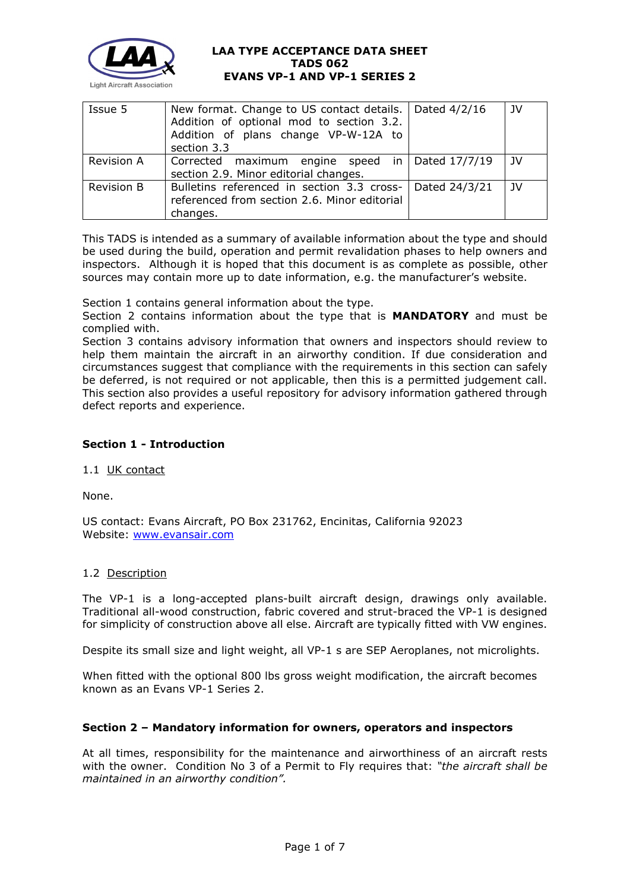# LAA TYPE ACCEPTANCE DATA SHEET
# TADS 062
# EVANS VP-1 AND VP-1 SERIES 2

| Issue 5 | New format. Change to US contact details. Addition of optional mod to section 3.2. Addition of plans change VP-W-12A to section 3.3 | Dated 4/2/16 | JV |
|---|---|---|---|
| Revision A | Corrected maximum engine speed in section 2.9. Minor editorial changes. | Dated 17/7/19 | JV |
| Revision B | Bulletins referenced in section 3.3 cross-referenced from section 2.6. Minor editorial changes. | Dated 24/3/21 | JV |

This TADS is intended as a summary of available information about the type and should be used during the build, operation and permit revalidation phases to help owners and inspectors. Although it is hoped that this document is as complete as possible, other sources may contain more up to date information, e.g. the manufacturer's website.

Section 1 contains general information about the type.
Section 2 contains information about the type that is **MANDATORY** and must be complied with.
Section 3 contains advisory information that owners and inspectors should review to help them maintain the aircraft in an airworthy condition. If due consideration and circumstances suggest that compliance with the requirements in this section can safely be deferred, is not required or not applicable, then this is a permitted judgement call. This section also provides a useful repository for advisory information gathered through defect reports and experience.

## Section 1 - Introduction

### 1.1 UK contact

None.

US contact: Evans Aircraft, PO Box 231762, Encinitas, California 92023
Website: www.evansair.com

### 1.2 Description

The VP-1 is a long-accepted plans-built aircraft design, drawings only available. Traditional all-wood construction, fabric covered and strut-braced the VP-1 is designed for simplicity of construction above all else. Aircraft are typically fitted with VW engines.

Despite its small size and light weight, all VP-1 s are SEP Aeroplanes, not microlights.

When fitted with the optional 800 lbs gross weight modification, the aircraft becomes known as an Evans VP-1 Series 2.

## Section 2 – Mandatory information for owners, operators and inspectors

At all times, responsibility for the maintenance and airworthiness of an aircraft rests with the owner. Condition No 3 of a Permit to Fly requires that: *"the aircraft shall be maintained in an airworthy condition".*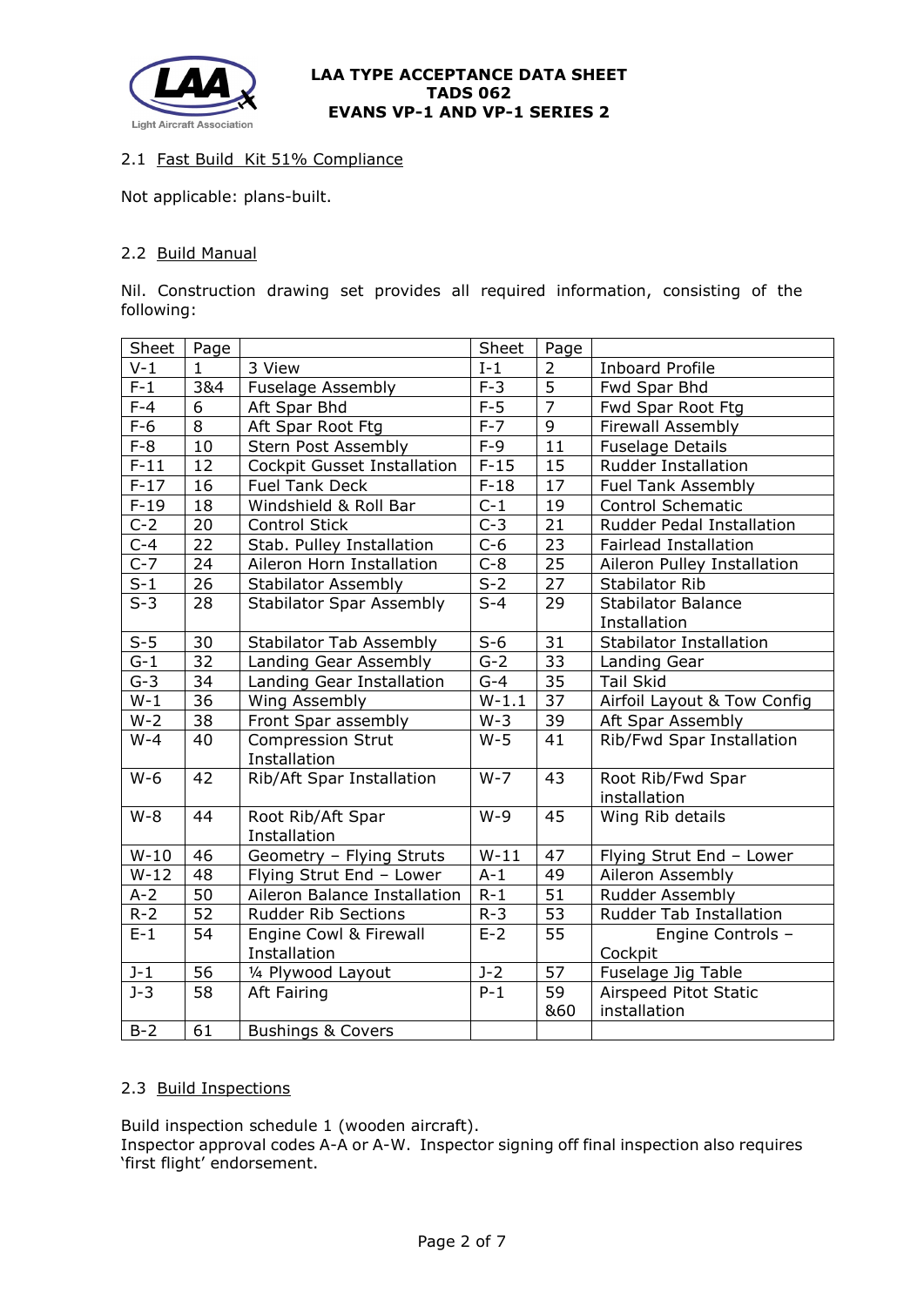### 2.1 Fast Build Kit 51% Compliance

Not applicable: plans-built.

### 2.2 Build Manual

Nil. Construction drawing set provides all required information, consisting of the following:

| Sheet | Page | | Sheet | Page | |
|---|---|---|---|---|---|
| V-1 | 1 | 3 View | I-1 | 2 | Inboard Profile |
| F-1 | 3&4 | Fuselage Assembly | F-3 | 5 | Fwd Spar Bhd |
| F-4 | 6 | Aft Spar Bhd | F-5 | 7 | Fwd Spar Root Ftg |
| F-6 | 8 | Aft Spar Root Ftg | F-7 | 9 | Firewall Assembly |
| F-8 | 10 | Stern Post Assembly | F-9 | 11 | Fuselage Details |
| F-11 | 12 | Cockpit Gusset Installation | F-15 | 15 | Rudder Installation |
| F-17 | 16 | Fuel Tank Deck | F-18 | 17 | Fuel Tank Assembly |
| F-19 | 18 | Windshield & Roll Bar | C-1 | 19 | Control Schematic |
| C-2 | 20 | Control Stick | C-3 | 21 | Rudder Pedal Installation |
| C-4 | 22 | Stab. Pulley Installation | C-6 | 23 | Fairlead Installation |
| C-7 | 24 | Aileron Horn Installation | C-8 | 25 | Aileron Pulley Installation |
| S-1 | 26 | Stabilator Assembly | S-2 | 27 | Stabilator Rib |
| S-3 | 28 | Stabilator Spar Assembly | S-4 | 29 | Stabilator Balance Installation |
| S-5 | 30 | Stabilator Tab Assembly | S-6 | 31 | Stabilator Installation |
| G-1 | 32 | Landing Gear Assembly | G-2 | 33 | Landing Gear |
| G-3 | 34 | Landing Gear Installation | G-4 | 35 | Tail Skid |
| W-1 | 36 | Wing Assembly | W-1.1 | 37 | Airfoil Layout & Tow Config |
| W-2 | 38 | Front Spar assembly | W-3 | 39 | Aft Spar Assembly |
| W-4 | 40 | Compression Strut Installation | W-5 | 41 | Rib/Fwd Spar Installation |
| W-6 | 42 | Rib/Aft Spar Installation | W-7 | 43 | Root Rib/Fwd Spar installation |
| W-8 | 44 | Root Rib/Aft Spar Installation | W-9 | 45 | Wing Rib details |
| W-10 | 46 | Geometry – Flying Struts | W-11 | 47 | Flying Strut End – Lower |
| W-12 | 48 | Flying Strut End – Lower | A-1 | 49 | Aileron Assembly |
| A-2 | 50 | Aileron Balance Installation | R-1 | 51 | Rudder Assembly |
| R-2 | 52 | Rudder Rib Sections | R-3 | 53 | Rudder Tab Installation |
| E-1 | 54 | Engine Cowl & Firewall Installation | E-2 | 55 | Engine Controls – Cockpit |
| J-1 | 56 | ¼ Plywood Layout | J-2 | 57 | Fuselage Jig Table |
| J-3 | 58 | Aft Fairing | P-1 | 59 &60 | Airspeed Pitot Static installation |
| B-2 | 61 | Bushings & Covers | | | |

### 2.3 Build Inspections

Build inspection schedule 1 (wooden aircraft).
Inspector approval codes A-A or A-W. Inspector signing off final inspection also requires 'first flight' endorsement.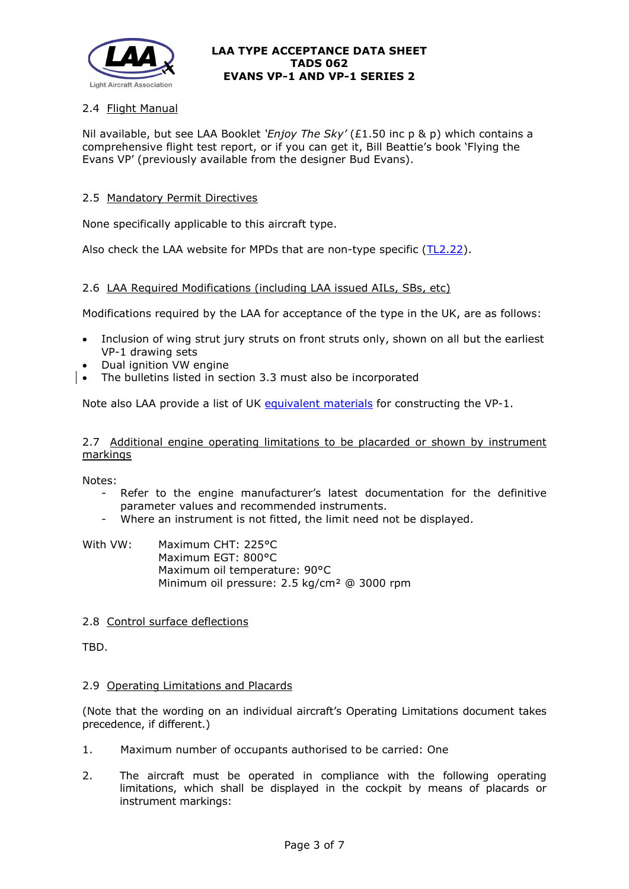### 2.4 Flight Manual

Nil available, but see LAA Booklet *'Enjoy The Sky'* (£1.50 inc p & p) which contains a comprehensive flight test report, or if you can get it, Bill Beattie's book 'Flying the Evans VP' (previously available from the designer Bud Evans).

### 2.5 Mandatory Permit Directives

None specifically applicable to this aircraft type.

Also check the LAA website for MPDs that are non-type specific (TL2.22).

### 2.6 LAA Required Modifications (including LAA issued AILs, SBs, etc)

Modifications required by the LAA for acceptance of the type in the UK, are as follows:

- Inclusion of wing strut jury struts on front struts only, shown on all but the earliest VP-1 drawing sets
- Dual ignition VW engine
- The bulletins listed in section 3.3 must also be incorporated

Note also LAA provide a list of UK equivalent materials for constructing the VP-1.

### 2.7 Additional engine operating limitations to be placarded or shown by instrument markings

Notes:

- Refer to the engine manufacturer's latest documentation for the definitive parameter values and recommended instruments.
- Where an instrument is not fitted, the limit need not be displayed.

With VW:
Maximum CHT: 225°C
Maximum EGT: 800°C
Maximum oil temperature: 90°C
Minimum oil pressure: 2.5 kg/cm² @ 3000 rpm

### 2.8 Control surface deflections

TBD.

### 2.9 Operating Limitations and Placards

(Note that the wording on an individual aircraft's Operating Limitations document takes precedence, if different.)

1. Maximum number of occupants authorised to be carried: One

2. The aircraft must be operated in compliance with the following operating limitations, which shall be displayed in the cockpit by means of placards or instrument markings: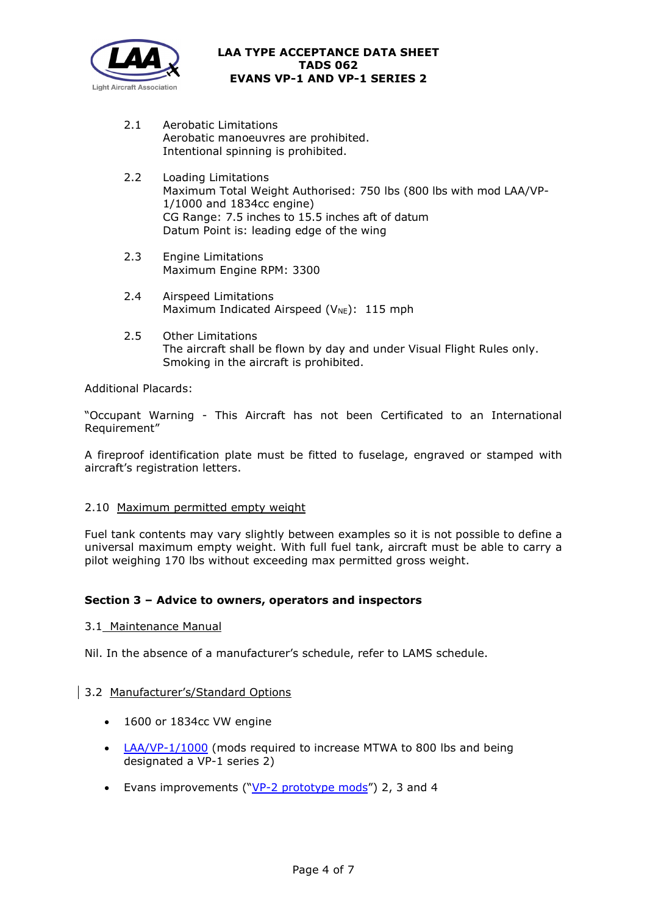2.1 Aerobatic Limitations
Aerobatic manoeuvres are prohibited.
Intentional spinning is prohibited.

2.2 Loading Limitations
Maximum Total Weight Authorised: 750 lbs (800 lbs with mod LAA/VP-1/1000 and 1834cc engine)
CG Range: 7.5 inches to 15.5 inches aft of datum
Datum Point is: leading edge of the wing

2.3 Engine Limitations
Maximum Engine RPM: 3300

2.4 Airspeed Limitations
Maximum Indicated Airspeed ($V_{NE}$): 115 mph

2.5 Other Limitations
The aircraft shall be flown by day and under Visual Flight Rules only.
Smoking in the aircraft is prohibited.

Additional Placards:

"Occupant Warning - This Aircraft has not been Certificated to an International Requirement"

A fireproof identification plate must be fitted to fuselage, engraved or stamped with aircraft's registration letters.

2.10 Maximum permitted empty weight

Fuel tank contents may vary slightly between examples so it is not possible to define a universal maximum empty weight. With full fuel tank, aircraft must be able to carry a pilot weighing 170 lbs without exceeding max permitted gross weight.

### Section 3 – Advice to owners, operators and inspectors

3.1 Maintenance Manual

Nil. In the absence of a manufacturer's schedule, refer to LAMS schedule.

3.2 Manufacturer's/Standard Options

- 1600 or 1834cc VW engine
- LAA/VP-1/1000 (mods required to increase MTWA to 800 lbs and being designated a VP-1 series 2)
- Evans improvements ("VP-2 prototype mods") 2, 3 and 4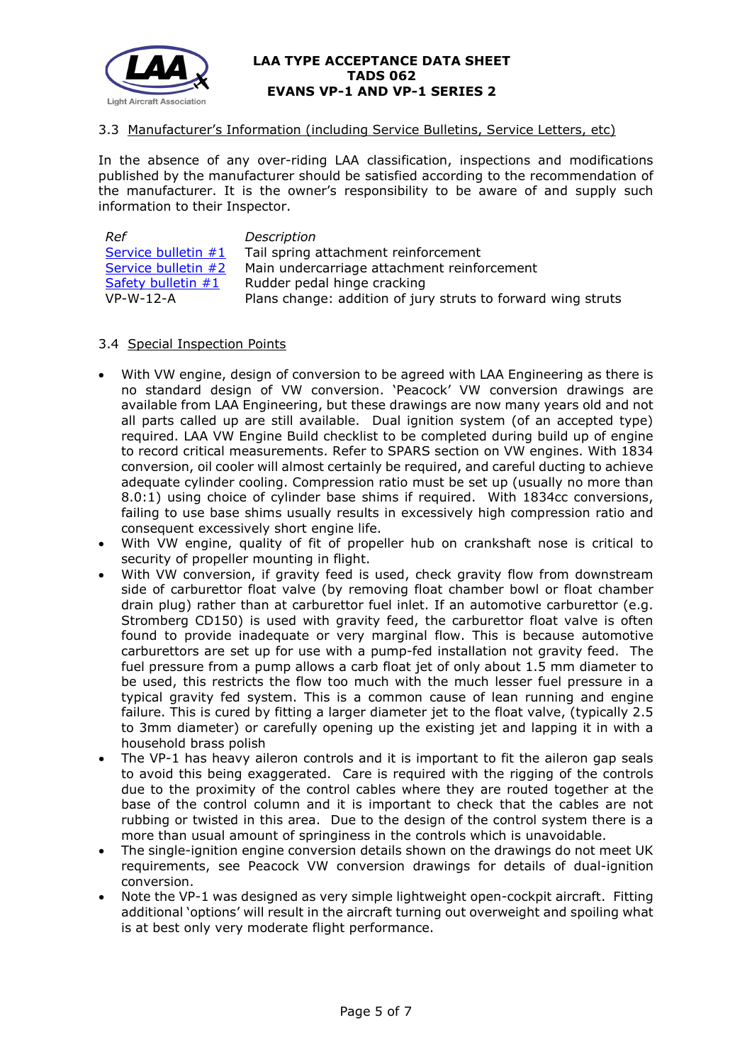### 3.3 Manufacturer's Information (including Service Bulletins, Service Letters, etc)

In the absence of any over-riding LAA classification, inspections and modifications published by the manufacturer should be satisfied according to the recommendation of the manufacturer. It is the owner's responsibility to be aware of and supply such information to their Inspector.

| *Ref* | *Description* |
|---|---|
| Service bulletin #1 | Tail spring attachment reinforcement |
| Service bulletin #2 | Main undercarriage attachment reinforcement |
| Safety bulletin #1 | Rudder pedal hinge cracking |
| VP-W-12-A | Plans change: addition of jury struts to forward wing struts |

### 3.4 Special Inspection Points

- With VW engine, design of conversion to be agreed with LAA Engineering as there is no standard design of VW conversion. 'Peacock' VW conversion drawings are available from LAA Engineering, but these drawings are now many years old and not all parts called up are still available. Dual ignition system (of an accepted type) required. LAA VW Engine Build checklist to be completed during build up of engine to record critical measurements. Refer to SPARS section on VW engines. With 1834 conversion, oil cooler will almost certainly be required, and careful ducting to achieve adequate cylinder cooling. Compression ratio must be set up (usually no more than 8.0:1) using choice of cylinder base shims if required. With 1834cc conversions, failing to use base shims usually results in excessively high compression ratio and consequent excessively short engine life.
- With VW engine, quality of fit of propeller hub on crankshaft nose is critical to security of propeller mounting in flight.
- With VW conversion, if gravity feed is used, check gravity flow from downstream side of carburettor float valve (by removing float chamber bowl or float chamber drain plug) rather than at carburettor fuel inlet. If an automotive carburettor (e.g. Stromberg CD150) is used with gravity feed, the carburettor float valve is often found to provide inadequate or very marginal flow. This is because automotive carburettors are set up for use with a pump-fed installation not gravity feed. The fuel pressure from a pump allows a carb float jet of only about 1.5 mm diameter to be used, this restricts the flow too much with the much lesser fuel pressure in a typical gravity fed system. This is a common cause of lean running and engine failure. This is cured by fitting a larger diameter jet to the float valve, (typically 2.5 to 3mm diameter) or carefully opening up the existing jet and lapping it in with a household brass polish
- The VP-1 has heavy aileron controls and it is important to fit the aileron gap seals to avoid this being exaggerated. Care is required with the rigging of the controls due to the proximity of the control cables where they are routed together at the base of the control column and it is important to check that the cables are not rubbing or twisted in this area. Due to the design of the control system there is a more than usual amount of springiness in the controls which is unavoidable.
- The single-ignition engine conversion details shown on the drawings do not meet UK requirements, see Peacock VW conversion drawings for details of dual-ignition conversion.
- Note the VP-1 was designed as very simple lightweight open-cockpit aircraft. Fitting additional 'options' will result in the aircraft turning out overweight and spoiling what is at best only very moderate flight performance.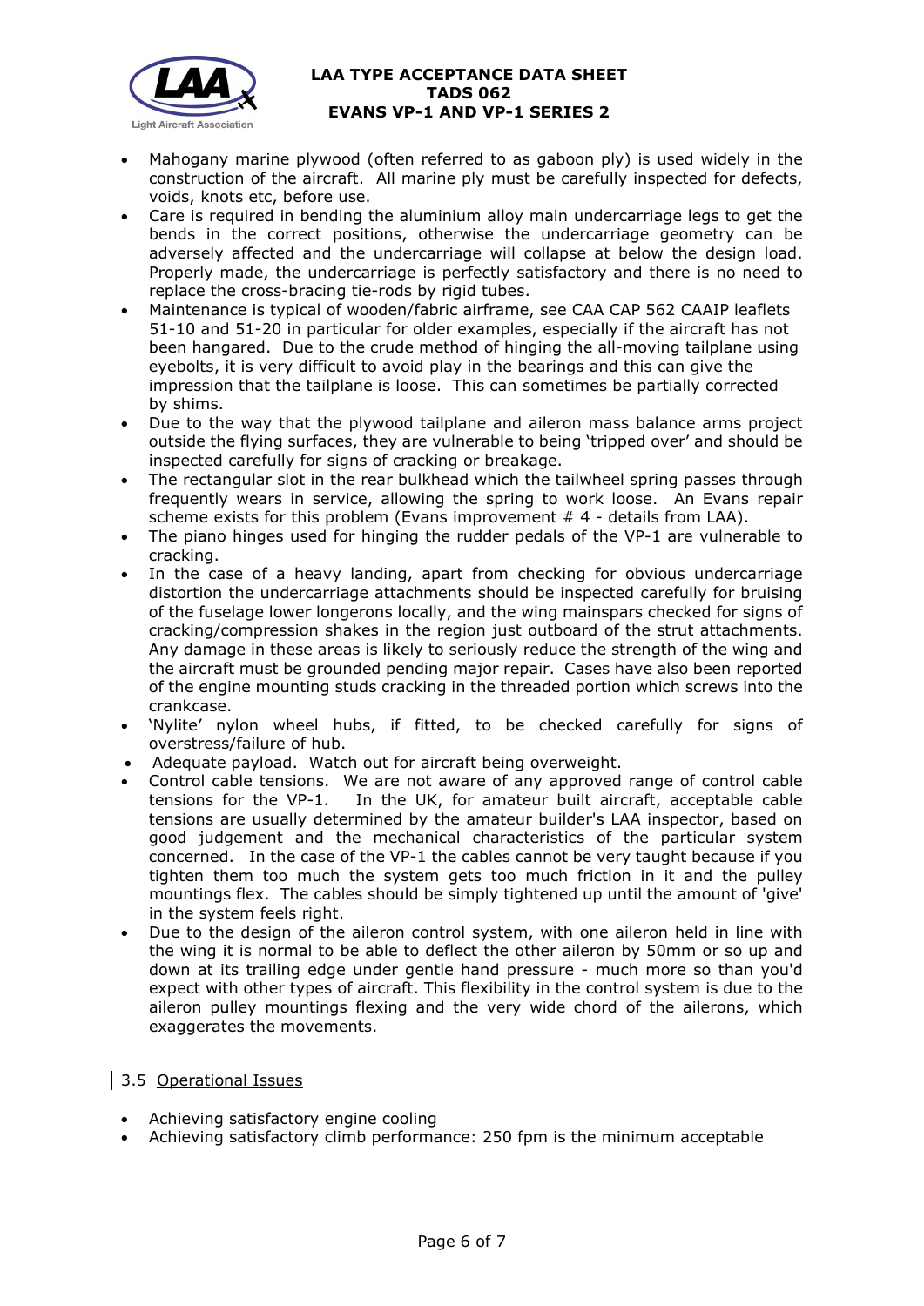- Mahogany marine plywood (often referred to as gaboon ply) is used widely in the construction of the aircraft. All marine ply must be carefully inspected for defects, voids, knots etc, before use.
- Care is required in bending the aluminium alloy main undercarriage legs to get the bends in the correct positions, otherwise the undercarriage geometry can be adversely affected and the undercarriage will collapse at below the design load. Properly made, the undercarriage is perfectly satisfactory and there is no need to replace the cross-bracing tie-rods by rigid tubes.
- Maintenance is typical of wooden/fabric airframe, see CAA CAP 562 CAAIP leaflets 51-10 and 51-20 in particular for older examples, especially if the aircraft has not been hangared. Due to the crude method of hinging the all-moving tailplane using eyebolts, it is very difficult to avoid play in the bearings and this can give the impression that the tailplane is loose. This can sometimes be partially corrected by shims.
- Due to the way that the plywood tailplane and aileron mass balance arms project outside the flying surfaces, they are vulnerable to being 'tripped over' and should be inspected carefully for signs of cracking or breakage.
- The rectangular slot in the rear bulkhead which the tailwheel spring passes through frequently wears in service, allowing the spring to work loose. An Evans repair scheme exists for this problem (Evans improvement # 4 - details from LAA).
- The piano hinges used for hinging the rudder pedals of the VP-1 are vulnerable to cracking.
- In the case of a heavy landing, apart from checking for obvious undercarriage distortion the undercarriage attachments should be inspected carefully for bruising of the fuselage lower longerons locally, and the wing mainspars checked for signs of cracking/compression shakes in the region just outboard of the strut attachments. Any damage in these areas is likely to seriously reduce the strength of the wing and the aircraft must be grounded pending major repair. Cases have also been reported of the engine mounting studs cracking in the threaded portion which screws into the crankcase.
- 'Nylite' nylon wheel hubs, if fitted, to be checked carefully for signs of overstress/failure of hub.
- Adequate payload. Watch out for aircraft being overweight.
- Control cable tensions. We are not aware of any approved range of control cable tensions for the VP-1. In the UK, for amateur built aircraft, acceptable cable tensions are usually determined by the amateur builder's LAA inspector, based on good judgement and the mechanical characteristics of the particular system concerned. In the case of the VP-1 the cables cannot be very taught because if you tighten them too much the system gets too much friction in it and the pulley mountings flex. The cables should be simply tightened up until the amount of 'give' in the system feels right.
- Due to the design of the aileron control system, with one aileron held in line with the wing it is normal to be able to deflect the other aileron by 50mm or so up and down at its trailing edge under gentle hand pressure - much more so than you'd expect with other types of aircraft. This flexibility in the control system is due to the aileron pulley mountings flexing and the very wide chord of the ailerons, which exaggerates the movements.

### 3.5 Operational Issues

- Achieving satisfactory engine cooling
- Achieving satisfactory climb performance: 250 fpm is the minimum acceptable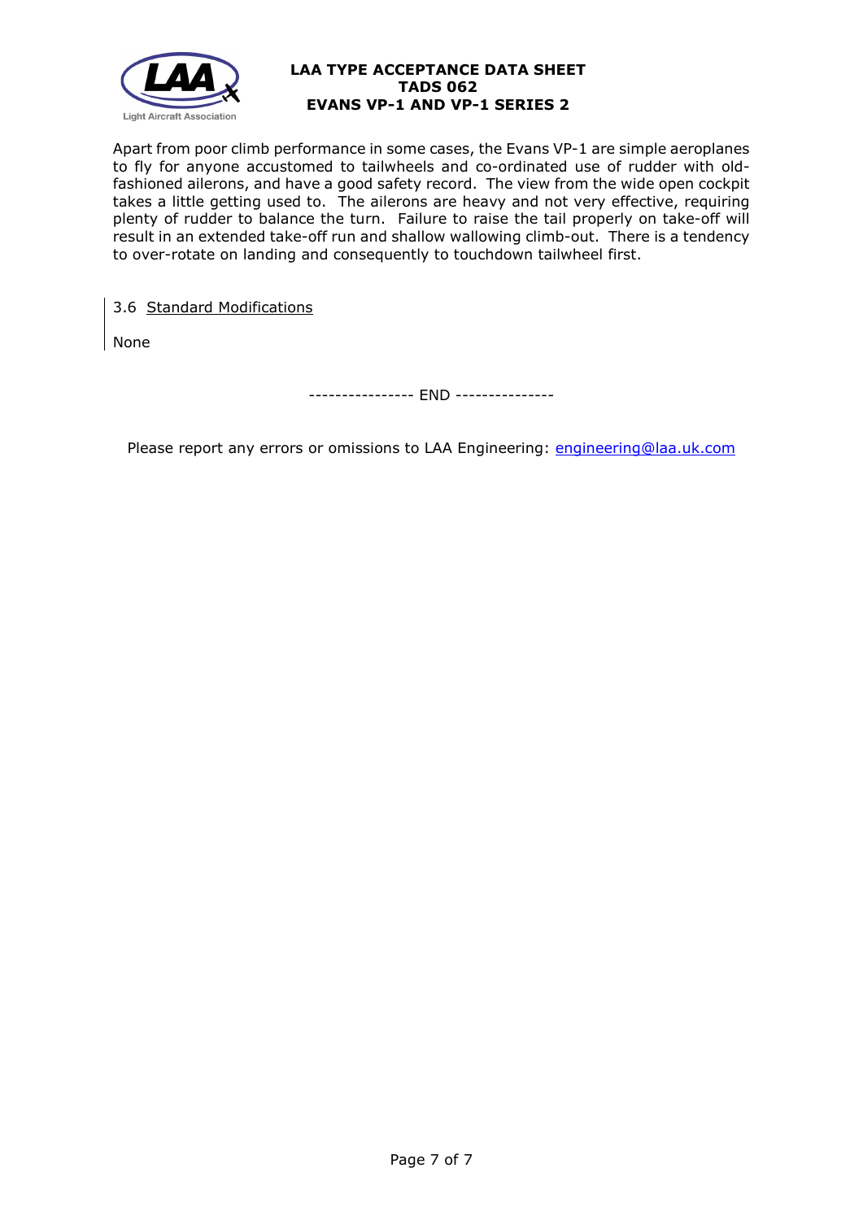Apart from poor climb performance in some cases, the Evans VP-1 are simple aeroplanes to fly for anyone accustomed to tailwheels and co-ordinated use of rudder with old-fashioned ailerons, and have a good safety record. The view from the wide open cockpit takes a little getting used to. The ailerons are heavy and not very effective, requiring plenty of rudder to balance the turn. Failure to raise the tail properly on take-off will result in an extended take-off run and shallow wallowing climb-out. There is a tendency to over-rotate on landing and consequently to touchdown tailwheel first.

3.6 Standard Modifications

None

---------------- END ---------------

Please report any errors or omissions to LAA Engineering: engineering@laa.uk.com